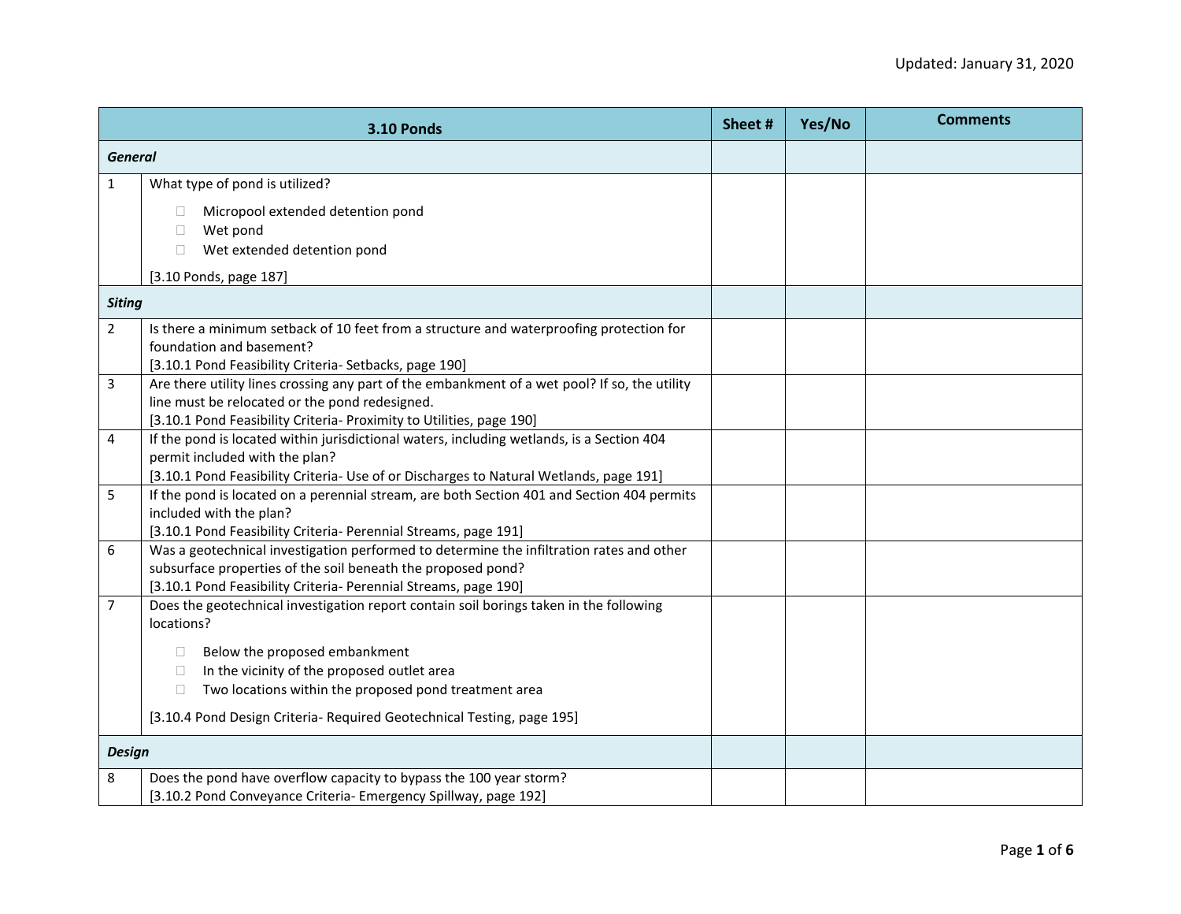Updated: January 31, 2020

| | 3.10 Ponds | Sheet # | Yes/No | Comments |
|---|---|---|---|---|
| ***General*** | | | | |
| 1 | What type of pond is utilized?<br>☐ Micropool extended detention pond<br>☐ Wet pond<br>☐ Wet extended detention pond<br>[3.10 Ponds, page 187] | | | |
| ***Siting*** | | | | |
| 2 | Is there a minimum setback of 10 feet from a structure and waterproofing protection for foundation and basement?<br>[3.10.1 Pond Feasibility Criteria- Setbacks, page 190] | | | |
| 3 | Are there utility lines crossing any part of the embankment of a wet pool? If so, the utility line must be relocated or the pond redesigned.<br>[3.10.1 Pond Feasibility Criteria- Proximity to Utilities, page 190] | | | |
| 4 | If the pond is located within jurisdictional waters, including wetlands, is a Section 404 permit included with the plan?<br>[3.10.1 Pond Feasibility Criteria- Use of or Discharges to Natural Wetlands, page 191] | | | |
| 5 | If the pond is located on a perennial stream, are both Section 401 and Section 404 permits included with the plan?<br>[3.10.1 Pond Feasibility Criteria- Perennial Streams, page 191] | | | |
| 6 | Was a geotechnical investigation performed to determine the infiltration rates and other subsurface properties of the soil beneath the proposed pond?<br>[3.10.1 Pond Feasibility Criteria- Perennial Streams, page 190] | | | |
| 7 | Does the geotechnical investigation report contain soil borings taken in the following locations?<br>☐ Below the proposed embankment<br>☐ In the vicinity of the proposed outlet area<br>☐ Two locations within the proposed pond treatment area<br>[3.10.4 Pond Design Criteria- Required Geotechnical Testing, page 195] | | | |
| ***Design*** | | | | |
| 8 | Does the pond have overflow capacity to bypass the 100 year storm?<br>[3.10.2 Pond Conveyance Criteria- Emergency Spillway, page 192] | | | |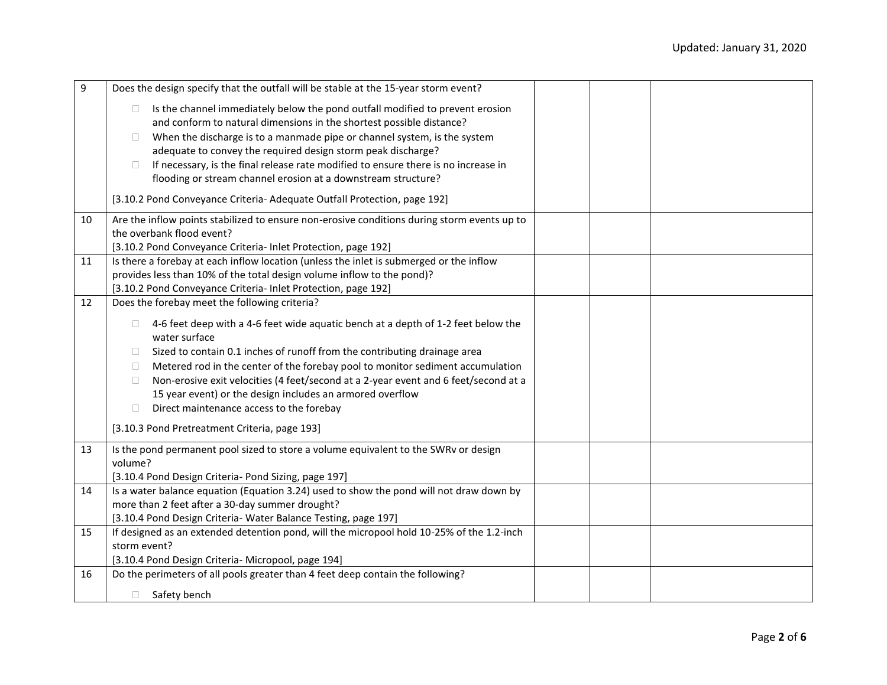| | | | | |
|---|---|---|---|---|
| 9 | Does the design specify that the outfall will be stable at the 15-year storm event?<br><br>☐ Is the channel immediately below the pond outfall modified to prevent erosion and conform to natural dimensions in the shortest possible distance?<br>☐ When the discharge is to a manmade pipe or channel system, is the system adequate to convey the required design storm peak discharge?<br>☐ If necessary, is the final release rate modified to ensure there is no increase in flooding or stream channel erosion at a downstream structure?<br><br>[3.10.2 Pond Conveyance Criteria- Adequate Outfall Protection, page 192] | | | |
| 10 | Are the inflow points stabilized to ensure non-erosive conditions during storm events up to the overbank flood event?<br>[3.10.2 Pond Conveyance Criteria- Inlet Protection, page 192] | | | |
| 11 | Is there a forebay at each inflow location (unless the inlet is submerged or the inflow provides less than 10% of the total design volume inflow to the pond)?<br>[3.10.2 Pond Conveyance Criteria- Inlet Protection, page 192] | | | |
| 12 | Does the forebay meet the following criteria?<br><br>☐ 4-6 feet deep with a 4-6 feet wide aquatic bench at a depth of 1-2 feet below the water surface<br>☐ Sized to contain 0.1 inches of runoff from the contributing drainage area<br>☐ Metered rod in the center of the forebay pool to monitor sediment accumulation<br>☐ Non-erosive exit velocities (4 feet/second at a 2-year event and 6 feet/second at a 15 year event) or the design includes an armored overflow<br>☐ Direct maintenance access to the forebay<br><br>[3.10.3 Pond Pretreatment Criteria, page 193] | | | |
| 13 | Is the pond permanent pool sized to store a volume equivalent to the SWRv or design volume?<br>[3.10.4 Pond Design Criteria- Pond Sizing, page 197] | | | |
| 14 | Is a water balance equation (Equation 3.24) used to show the pond will not draw down by more than 2 feet after a 30-day summer drought?<br>[3.10.4 Pond Design Criteria- Water Balance Testing, page 197] | | | |
| 15 | If designed as an extended detention pond, will the micropool hold 10-25% of the 1.2-inch storm event?<br>[3.10.4 Pond Design Criteria- Micropool, page 194] | | | |
| 16 | Do the perimeters of all pools greater than 4 feet deep contain the following?<br><br>☐ Safety bench | | | |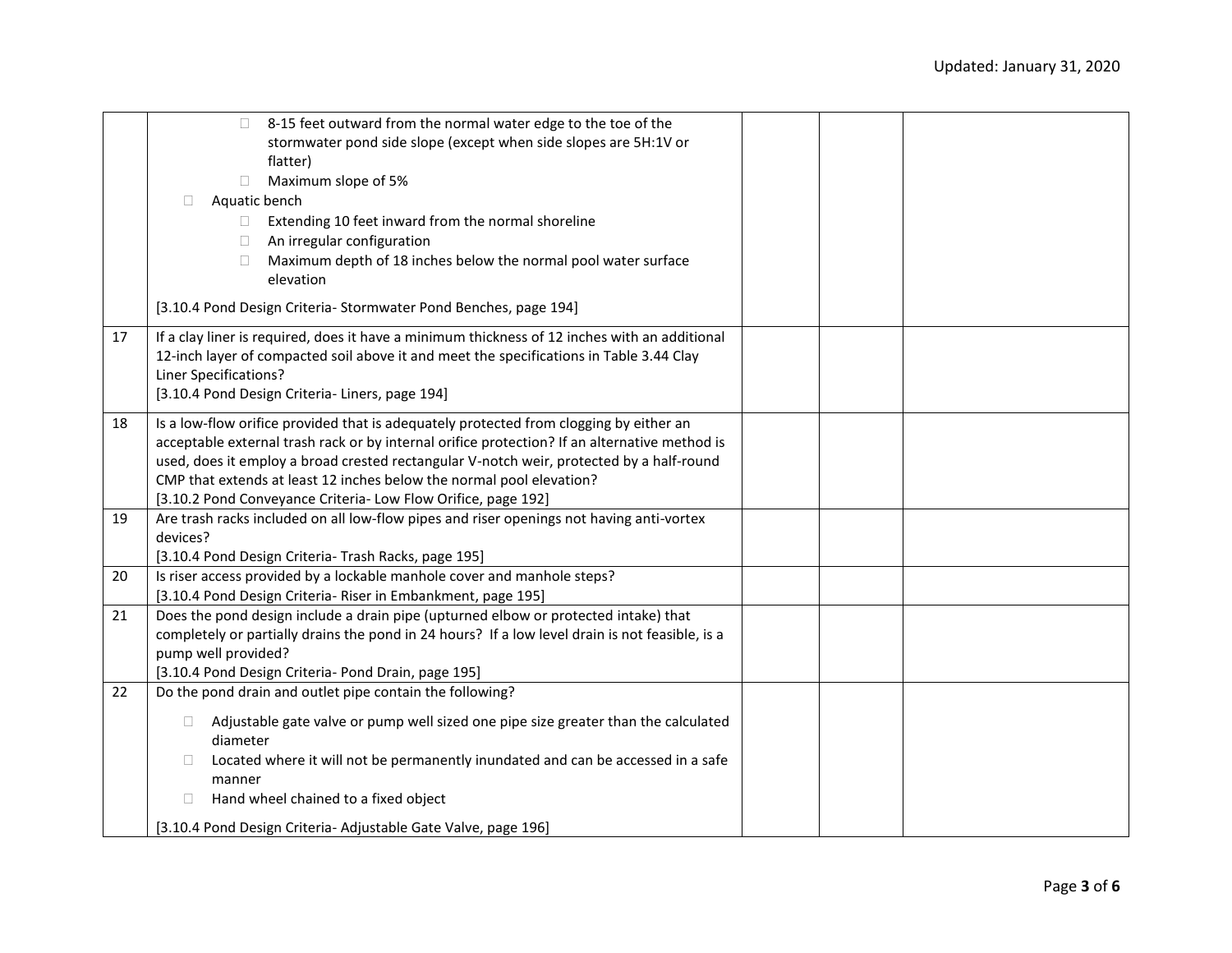| | | | | |
|---|---|---|---|---|
| | ☐ 8-15 feet outward from the normal water edge to the toe of the stormwater pond side slope (except when side slopes are 5H:1V or flatter)<br>☐ Maximum slope of 5%<br>☐ Aquatic bench<br>☐ Extending 10 feet inward from the normal shoreline<br>☐ An irregular configuration<br>☐ Maximum depth of 18 inches below the normal pool water surface elevation<br><br>[3.10.4 Pond Design Criteria- Stormwater Pond Benches, page 194] | | | |
| 17 | If a clay liner is required, does it have a minimum thickness of 12 inches with an additional 12-inch layer of compacted soil above it and meet the specifications in Table 3.44 Clay Liner Specifications?<br>[3.10.4 Pond Design Criteria- Liners, page 194] | | | |
| 18 | Is a low-flow orifice provided that is adequately protected from clogging by either an acceptable external trash rack or by internal orifice protection? If an alternative method is used, does it employ a broad crested rectangular V-notch weir, protected by a half-round CMP that extends at least 12 inches below the normal pool elevation?<br>[3.10.2 Pond Conveyance Criteria- Low Flow Orifice, page 192] | | | |
| 19 | Are trash racks included on all low-flow pipes and riser openings not having anti-vortex devices?<br>[3.10.4 Pond Design Criteria- Trash Racks, page 195] | | | |
| 20 | Is riser access provided by a lockable manhole cover and manhole steps?<br>[3.10.4 Pond Design Criteria- Riser in Embankment, page 195] | | | |
| 21 | Does the pond design include a drain pipe (upturned elbow or protected intake) that completely or partially drains the pond in 24 hours? If a low level drain is not feasible, is a pump well provided?<br>[3.10.4 Pond Design Criteria- Pond Drain, page 195] | | | |
| 22 | Do the pond drain and outlet pipe contain the following?<br><br>☐ Adjustable gate valve or pump well sized one pipe size greater than the calculated diameter<br>☐ Located where it will not be permanently inundated and can be accessed in a safe manner<br>☐ Hand wheel chained to a fixed object<br><br>[3.10.4 Pond Design Criteria- Adjustable Gate Valve, page 196] | | | |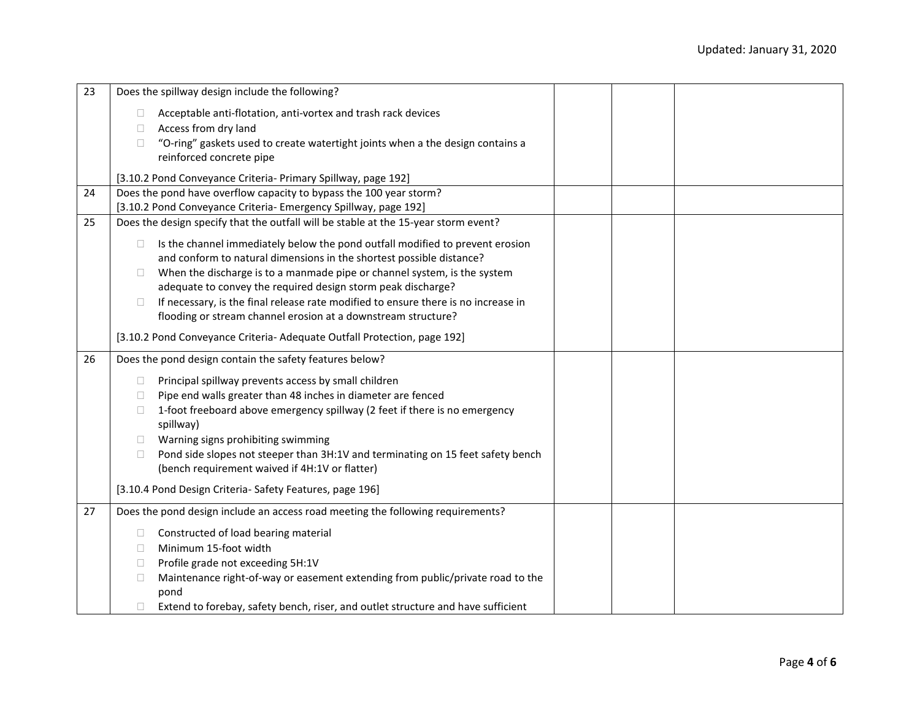| | | | | |
|---|---|---|---|---|
| 23 | Does the spillway design include the following?<br><br>☐ Acceptable anti-flotation, anti-vortex and trash rack devices<br>☐ Access from dry land<br>☐ "O-ring" gaskets used to create watertight joints when a the design contains a reinforced concrete pipe<br><br>[3.10.2 Pond Conveyance Criteria- Primary Spillway, page 192] | | | |
| 24 | Does the pond have overflow capacity to bypass the 100 year storm?<br>[3.10.2 Pond Conveyance Criteria- Emergency Spillway, page 192] | | | |
| 25 | Does the design specify that the outfall will be stable at the 15-year storm event?<br><br>☐ Is the channel immediately below the pond outfall modified to prevent erosion and conform to natural dimensions in the shortest possible distance?<br>☐ When the discharge is to a manmade pipe or channel system, is the system adequate to convey the required design storm peak discharge?<br>☐ If necessary, is the final release rate modified to ensure there is no increase in flooding or stream channel erosion at a downstream structure?<br><br>[3.10.2 Pond Conveyance Criteria- Adequate Outfall Protection, page 192] | | | |
| 26 | Does the pond design contain the safety features below?<br><br>☐ Principal spillway prevents access by small children<br>☐ Pipe end walls greater than 48 inches in diameter are fenced<br>☐ 1-foot freeboard above emergency spillway (2 feet if there is no emergency spillway)<br>☐ Warning signs prohibiting swimming<br>☐ Pond side slopes not steeper than 3H:1V and terminating on 15 feet safety bench (bench requirement waived if 4H:1V or flatter)<br><br>[3.10.4 Pond Design Criteria- Safety Features, page 196] | | | |
| 27 | Does the pond design include an access road meeting the following requirements?<br><br>☐ Constructed of load bearing material<br>☐ Minimum 15-foot width<br>☐ Profile grade not exceeding 5H:1V<br>☐ Maintenance right-of-way or easement extending from public/private road to the pond<br>☐ Extend to forebay, safety bench, riser, and outlet structure and have sufficient | | | |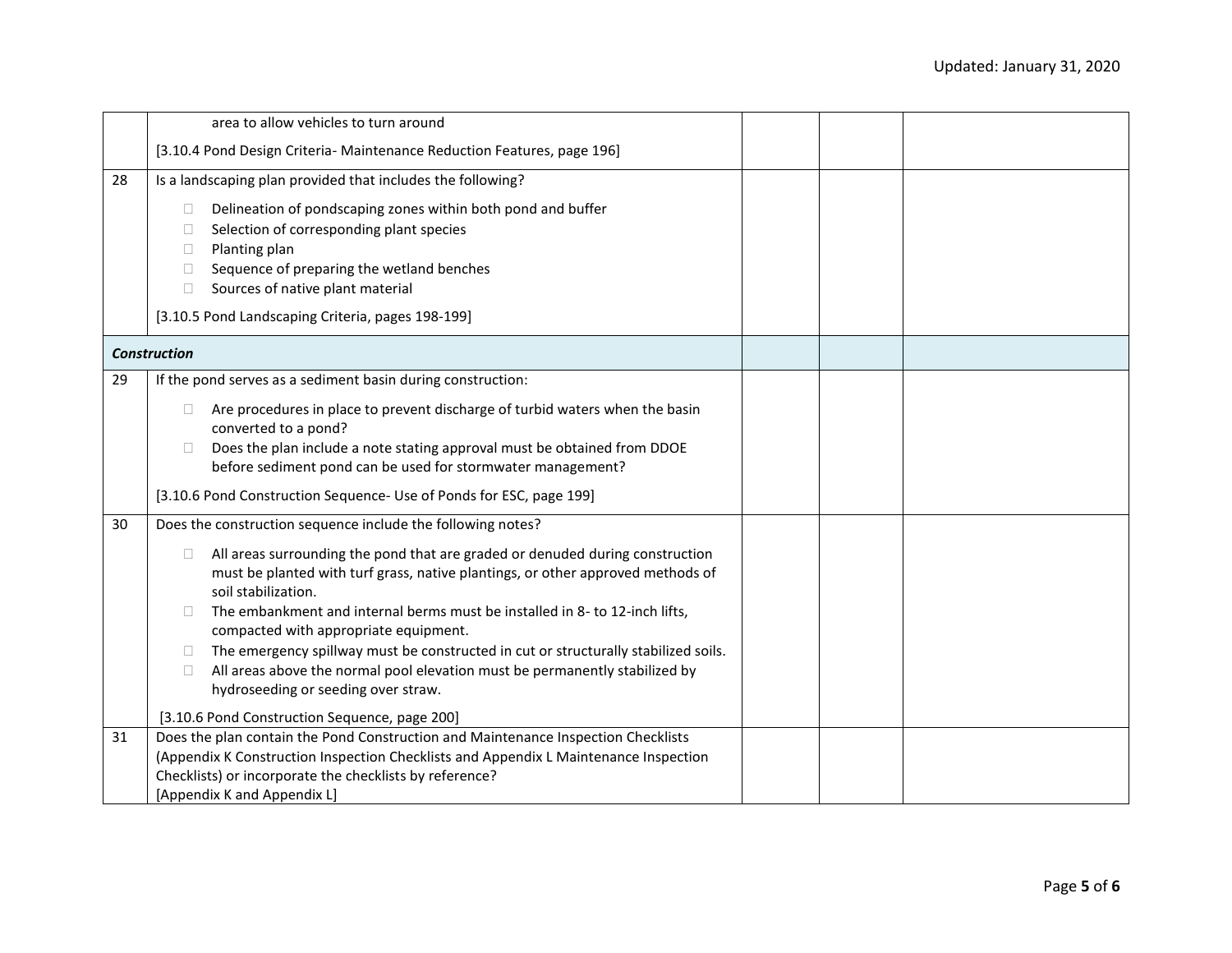|  |  |  |  |  |
|---|---|---|---|---|
|  | area to allow vehicles to turn around<br><br>[3.10.4 Pond Design Criteria- Maintenance Reduction Features, page 196] |  |  |  |
| 28 | Is a landscaping plan provided that includes the following?<br><br>☐ Delineation of pondscaping zones within both pond and buffer<br>☐ Selection of corresponding plant species<br>☐ Planting plan<br>☐ Sequence of preparing the wetland benches<br>☐ Sources of native plant material<br><br>[3.10.5 Pond Landscaping Criteria, pages 198-199] |  |  |  |
| ***Construction*** |  |  |  |  |
| 29 | If the pond serves as a sediment basin during construction:<br><br>☐ Are procedures in place to prevent discharge of turbid waters when the basin converted to a pond?<br>☐ Does the plan include a note stating approval must be obtained from DDOE before sediment pond can be used for stormwater management?<br><br>[3.10.6 Pond Construction Sequence- Use of Ponds for ESC, page 199] |  |  |  |
| 30 | Does the construction sequence include the following notes?<br><br>☐ All areas surrounding the pond that are graded or denuded during construction must be planted with turf grass, native plantings, or other approved methods of soil stabilization.<br>☐ The embankment and internal berms must be installed in 8- to 12-inch lifts, compacted with appropriate equipment.<br>☐ The emergency spillway must be constructed in cut or structurally stabilized soils.<br>☐ All areas above the normal pool elevation must be permanently stabilized by hydroseeding or seeding over straw.<br><br>[3.10.6 Pond Construction Sequence, page 200] |  |  |  |
| 31 | Does the plan contain the Pond Construction and Maintenance Inspection Checklists (Appendix K Construction Inspection Checklists and Appendix L Maintenance Inspection Checklists) or incorporate the checklists by reference?<br>[Appendix K and Appendix L] |  |  |  |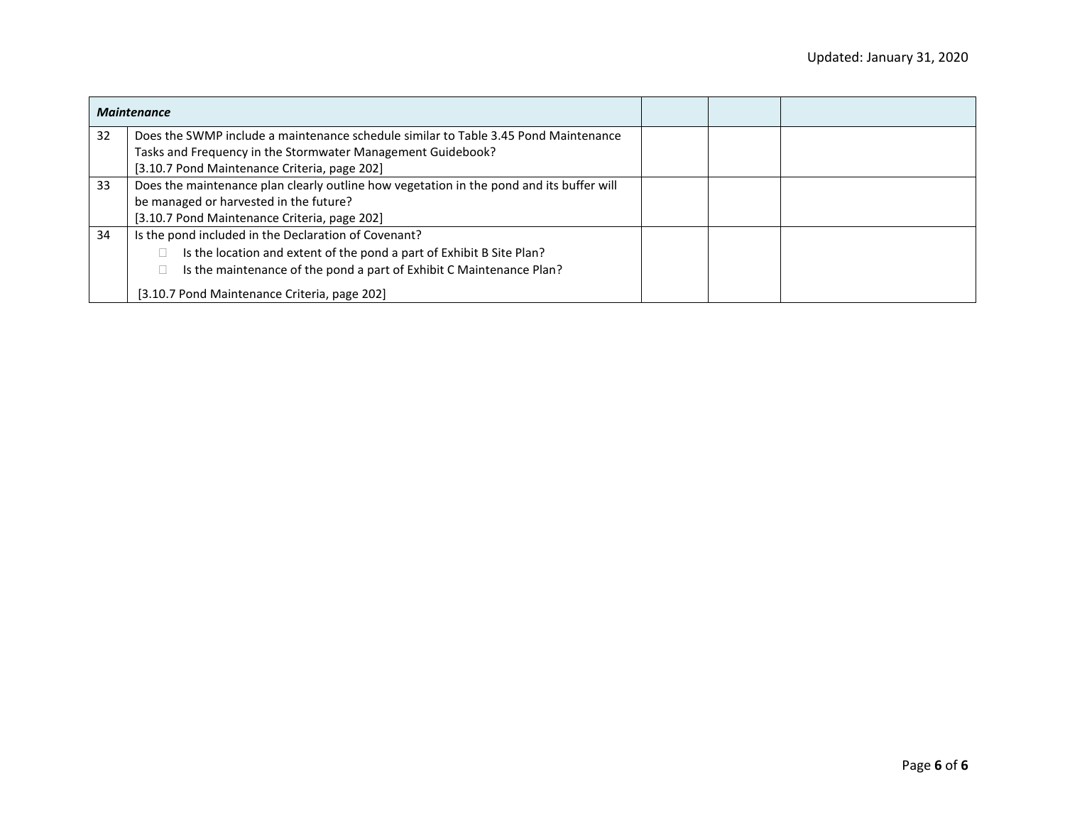| Maintenance | | | | |
|---|---|---|---|---|
| 32 | Does the SWMP include a maintenance schedule similar to Table 3.45 Pond Maintenance Tasks and Frequency in the Stormwater Management Guidebook?<br>[3.10.7 Pond Maintenance Criteria, page 202] | | | |
| 33 | Does the maintenance plan clearly outline how vegetation in the pond and its buffer will be managed or harvested in the future?<br>[3.10.7 Pond Maintenance Criteria, page 202] | | | |
| 34 | Is the pond included in the Declaration of Covenant?<br>☐ Is the location and extent of the pond a part of Exhibit B Site Plan?<br>☐ Is the maintenance of the pond a part of Exhibit C Maintenance Plan?<br>[3.10.7 Pond Maintenance Criteria, page 202] | | | |